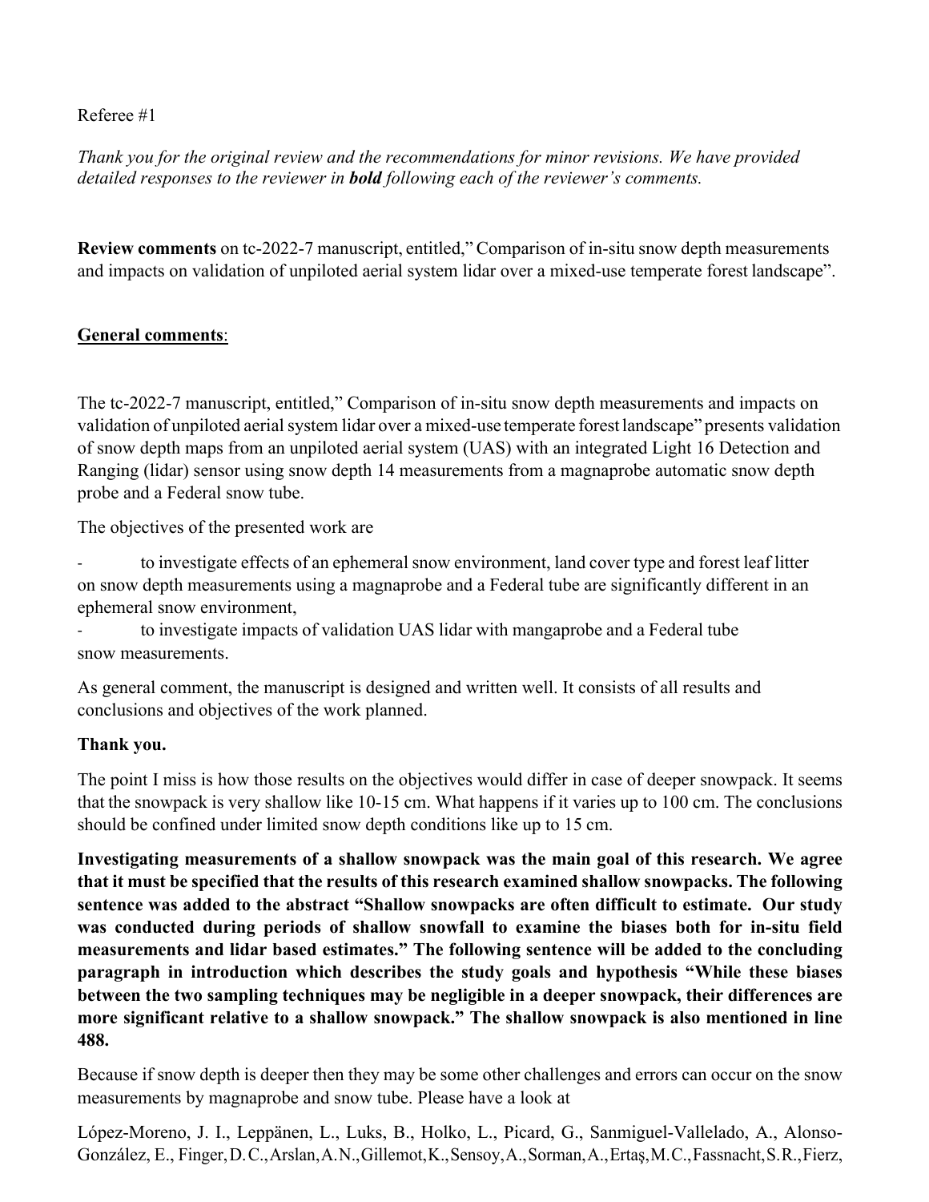Referee #1

*Thank you for the original review and the recommendations for minor revisions. We have provided detailed responses to the reviewer in **bold** following each of the reviewer's comments.*

**Review comments** on tc-2022-7 manuscript, entitled," Comparison of in-situ snow depth measurements and impacts on validation of unpiloted aerial system lidar over a mixed-use temperate forest landscape".

<u>**General comments**</u>:

The tc-2022-7 manuscript, entitled," Comparison of in-situ snow depth measurements and impacts on validation of unpiloted aerial system lidar over a mixed-use temperate forest landscape" presents validation of snow depth maps from an unpiloted aerial system (UAS) with an integrated Light 16 Detection and Ranging (lidar) sensor using snow depth 14 measurements from a magnaprobe automatic snow depth probe and a Federal snow tube.

The objectives of the presented work are

- to investigate effects of an ephemeral snow environment, land cover type and forest leaf litter on snow depth measurements using a magnaprobe and a Federal tube are significantly different in an ephemeral snow environment,
- to investigate impacts of validation UAS lidar with mangaprobe and a Federal tube snow measurements.

As general comment, the manuscript is designed and written well. It consists of all results and conclusions and objectives of the work planned.

**Thank you.**

The point I miss is how those results on the objectives would differ in case of deeper snowpack. It seems that the snowpack is very shallow like 10-15 cm. What happens if it varies up to 100 cm. The conclusions should be confined under limited snow depth conditions like up to 15 cm.

**Investigating measurements of a shallow snowpack was the main goal of this research. We agree that it must be specified that the results of this research examined shallow snowpacks. The following sentence was added to the abstract "Shallow snowpacks are often difficult to estimate. Our study was conducted during periods of shallow snowfall to examine the biases both for in-situ field measurements and lidar based estimates." The following sentence will be added to the concluding paragraph in introduction which describes the study goals and hypothesis "While these biases between the two sampling techniques may be negligible in a deeper snowpack, their differences are more significant relative to a shallow snowpack." The shallow snowpack is also mentioned in line 488.**

Because if snow depth is deeper then they may be some other challenges and errors can occur on the snow measurements by magnaprobe and snow tube. Please have a look at

López-Moreno, J. I., Leppänen, L., Luks, B., Holko, L., Picard, G., Sanmiguel-Vallelado, A., Alonso-González, E., Finger, D.C., Arslan, A.N., Gillemot, K., Sensoy, A., Sorman, A., Ertaş, M.C., Fassnacht, S.R., Fierz,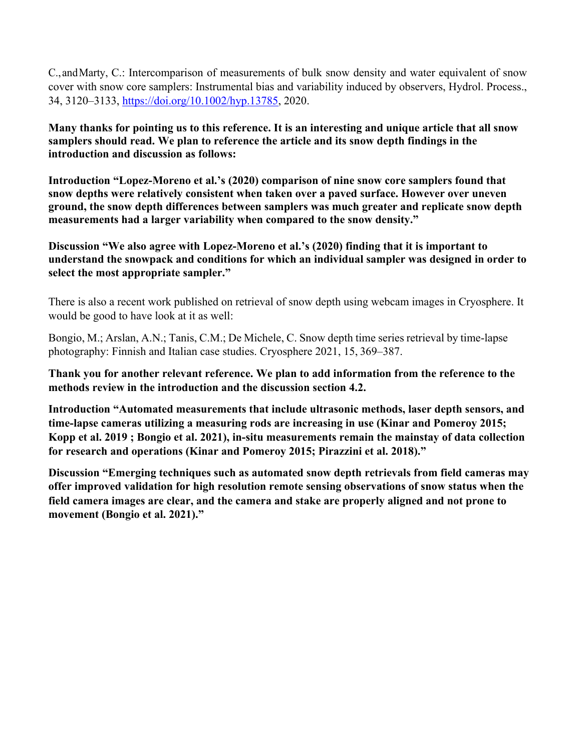C., and Marty, C.: Intercomparison of measurements of bulk snow density and water equivalent of snow cover with snow core samplers: Instrumental bias and variability induced by observers, Hydrol. Process., 34, 3120–3133, https://doi.org/10.1002/hyp.13785, 2020.

**Many thanks for pointing us to this reference. It is an interesting and unique article that all snow samplers should read. We plan to reference the article and its snow depth findings in the introduction and discussion as follows:**

**Introduction "Lopez-Moreno et al.'s (2020) comparison of nine snow core samplers found that snow depths were relatively consistent when taken over a paved surface. However over uneven ground, the snow depth differences between samplers was much greater and replicate snow depth measurements had a larger variability when compared to the snow density."**

**Discussion "We also agree with Lopez-Moreno et al.'s (2020) finding that it is important to understand the snowpack and conditions for which an individual sampler was designed in order to select the most appropriate sampler."**

There is also a recent work published on retrieval of snow depth using webcam images in Cryosphere. It would be good to have look at it as well:

Bongio, M.; Arslan, A.N.; Tanis, C.M.; De Michele, C. Snow depth time series retrieval by time-lapse photography: Finnish and Italian case studies. Cryosphere 2021, 15, 369–387.

**Thank you for another relevant reference. We plan to add information from the reference to the methods review in the introduction and the discussion section 4.2.**

**Introduction "Automated measurements that include ultrasonic methods, laser depth sensors, and time-lapse cameras utilizing a measuring rods are increasing in use (Kinar and Pomeroy 2015; Kopp et al. 2019 ; Bongio et al. 2021), in-situ measurements remain the mainstay of data collection for research and operations (Kinar and Pomeroy 2015; Pirazzini et al. 2018)."**

**Discussion "Emerging techniques such as automated snow depth retrievals from field cameras may offer improved validation for high resolution remote sensing observations of snow status when the field camera images are clear, and the camera and stake are properly aligned and not prone to movement (Bongio et al. 2021)."**